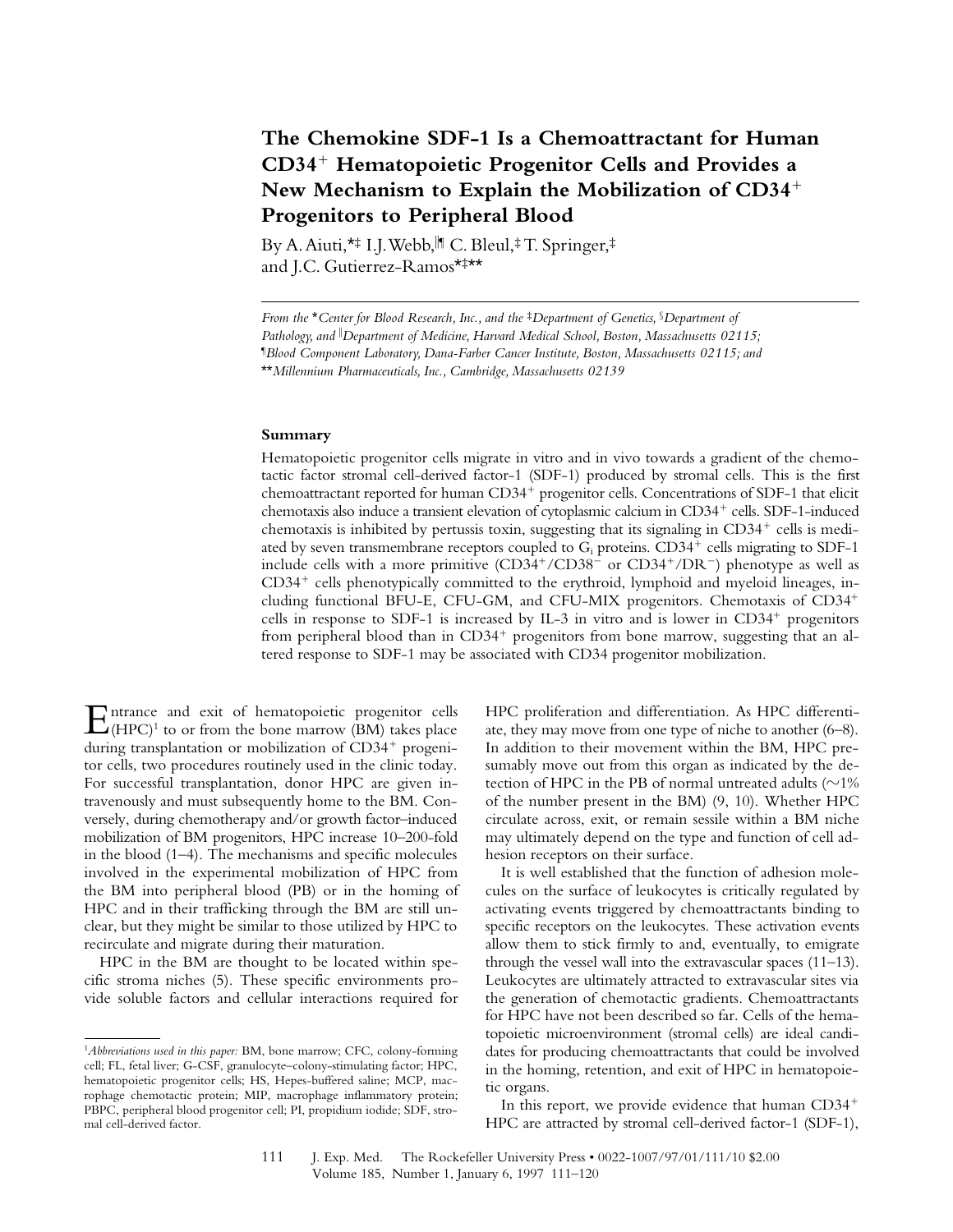# The Chemokine SDF-1 Is a Chemoattractant for Human CD34$^+$ Hematopoietic Progenitor Cells and Provides a New Mechanism to Explain the Mobilization of CD34$^+$ Progenitors to Peripheral Blood

By A. Aiuti,[*‡] I.J. Webb,[∥¶] C. Bleul,[‡] T. Springer,[‡] and J.C. Gutierrez-Ramos[*‡**]

*From the \*Center for Blood Research, Inc., and the ‡Department of Genetics, §Department of Pathology, and ∥Department of Medicine, Harvard Medical School, Boston, Massachusetts 02115; ¶Blood Component Laboratory, Dana-Farber Cancer Institute, Boston, Massachusetts 02115; and \*\*Millennium Pharmaceuticals, Inc., Cambridge, Massachusetts 02139*

## Summary

Hematopoietic progenitor cells migrate in vitro and in vivo towards a gradient of the chemotactic factor stromal cell-derived factor-1 (SDF-1) produced by stromal cells. This is the first chemoattractant reported for human CD34$^+$ progenitor cells. Concentrations of SDF-1 that elicit chemotaxis also induce a transient elevation of cytoplasmic calcium in CD34$^+$ cells. SDF-1-induced chemotaxis is inhibited by pertussis toxin, suggesting that its signaling in CD34$^+$ cells is mediated by seven transmembrane receptors coupled to $G_i$ proteins. CD34$^+$ cells migrating to SDF-1 include cells with a more primitive (CD34$^+$/CD38$^-$ or CD34$^+$/DR$^-$) phenotype as well as CD34$^+$ cells phenotypically committed to the erythroid, lymphoid and myeloid lineages, including functional BFU-E, CFU-GM, and CFU-MIX progenitors. Chemotaxis of CD34$^+$ cells in response to SDF-1 is increased by IL-3 in vitro and is lower in CD34$^+$ progenitors from peripheral blood than in CD34$^+$ progenitors from bone marrow, suggesting that an altered response to SDF-1 may be associated with CD34 progenitor mobilization.

Entrance and exit of hematopoietic progenitor cells (HPC)[1] to or from the bone marrow (BM) takes place during transplantation or mobilization of CD34$^+$ progenitor cells, two procedures routinely used in the clinic today. For successful transplantation, donor HPC are given intravenously and must subsequently home to the BM. Conversely, during chemotherapy and/or growth factor–induced mobilization of BM progenitors, HPC increase 10–200-fold in the blood (1–4). The mechanisms and specific molecules involved in the experimental mobilization of HPC from the BM into peripheral blood (PB) or in the homing of HPC and in their trafficking through the BM are still unclear, but they might be similar to those utilized by HPC to recirculate and migrate during their maturation.

HPC in the BM are thought to be located within specific stroma niches (5). These specific environments provide soluble factors and cellular interactions required for HPC proliferation and differentiation. As HPC differentiate, they may move from one type of niche to another (6–8). In addition to their movement within the BM, HPC presumably move out from this organ as indicated by the detection of HPC in the PB of normal untreated adults (~1% of the number present in the BM) (9, 10). Whether HPC circulate across, exit, or remain sessile within a BM niche may ultimately depend on the type and function of cell adhesion receptors on their surface.

It is well established that the function of adhesion molecules on the surface of leukocytes is critically regulated by activating events triggered by chemoattractants binding to specific receptors on the leukocytes. These activation events allow them to stick firmly to and, eventually, to emigrate through the vessel wall into the extravascular spaces (11–13). Leukocytes are ultimately attracted to extravascular sites via the generation of chemotactic gradients. Chemoattractants for HPC have not been described so far. Cells of the hematopoietic microenvironment (stromal cells) are ideal candidates for producing chemoattractants that could be involved in the homing, retention, and exit of HPC in hematopoietic organs.

In this report, we provide evidence that human CD34$^+$ HPC are attracted by stromal cell-derived factor-1 (SDF-1),

[1] *Abbreviations used in this paper:* BM, bone marrow; CFC, colony-forming cell; FL, fetal liver; G-CSF, granulocyte–colony-stimulating factor; HPC, hematopoietic progenitor cells; HS, Hepes-buffered saline; MCP, macrophage chemotactic protein; MIP, macrophage inflammatory protein; PBPC, peripheral blood progenitor cell; PI, propidium iodide; SDF, stromal cell-derived factor.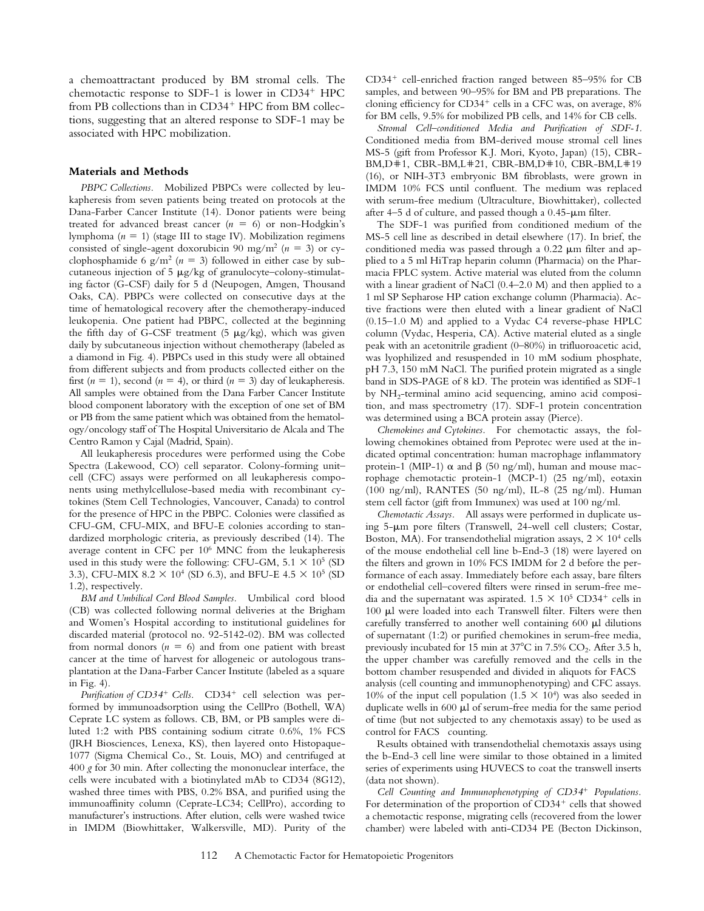a chemoattractant produced by BM stromal cells. The chemotactic response to SDF-1 is lower in $CD34^+$ HPC from PB collections than in $CD34^+$ HPC from BM collections, suggesting that an altered response to SDF-1 may be associated with HPC mobilization.

## Materials and Methods

*PBPC Collections.* Mobilized PBPCs were collected by leukapheresis from seven patients being treated on protocols at the Dana-Farber Cancer Institute (14). Donor patients were being treated for advanced breast cancer ($n = 6$) or non-Hodgkin's lymphoma ($n = 1$) (stage III to stage IV). Mobilization regimens consisted of single-agent doxorubicin 90 mg/m$^2$ ($n = 3$) or cyclophosphamide 6 g/m$^2$ ($n = 3$) followed in either case by subcutaneous injection of 5 μg/kg of granulocyte–colony-stimulating factor (G-CSF) daily for 5 d (Neupogen, Amgen, Thousand Oaks, CA). PBPCs were collected on consecutive days at the time of hematological recovery after the chemotherapy-induced leukopenia. One patient had PBPC, collected at the beginning the fifth day of G-CSF treatment (5 μg/kg), which was given daily by subcutaneous injection without chemotherapy (labeled as a diamond in Fig. 4). PBPCs used in this study were all obtained from different subjects and from products collected either on the first ($n = 1$), second ($n = 4$), or third ($n = 3$) day of leukapheresis. All samples were obtained from the Dana Farber Cancer Institute blood component laboratory with the exception of one set of BM or PB from the same patient which was obtained from the hematology/oncology staff of The Hospital Universitario de Alcala and The Centro Ramon y Cajal (Madrid, Spain).

All leukapheresis procedures were performed using the Cobe Spectra (Lakewood, CO) cell separator. Colony-forming unit–cell (CFC) assays were performed on all leukapheresis components using methylcellulose-based media with recombinant cytokines (Stem Cell Technologies, Vancouver, Canada) to control for the presence of HPC in the PBPC. Colonies were classified as CFU-GM, CFU-MIX, and BFU-E colonies according to standardized morphologic criteria, as previously described (14). The average content in CFC per $10^6$ MNC from the leukapheresis used in this study were the following: CFU-GM, $5.1 \times 10^5$ (SD 3.3), CFU-MIX $8.2 \times 10^4$ (SD 6.3), and BFU-E $4.5 \times 10^5$ (SD 1.2), respectively.

*BM and Umbilical Cord Blood Samples.* Umbilical cord blood (CB) was collected following normal deliveries at the Brigham and Women's Hospital according to institutional guidelines for discarded material (protocol no. 92-5142-02). BM was collected from normal donors ($n = 6$) and from one patient with breast cancer at the time of harvest for allogeneic or autologous transplantation at the Dana-Farber Cancer Institute (labeled as a square in Fig. 4).

*Purification of $CD34^+$ Cells.* $CD34^+$ cell selection was performed by immunoadsorption using the CellPro (Bothell, WA) Ceprate LC system as follows. CB, BM, or PB samples were diluted 1:2 with PBS containing sodium citrate 0.6%, 1% FCS (JRH Biosciences, Lenexa, KS), then layered onto Histopaque-1077 (Sigma Chemical Co., St. Louis, MO) and centrifuged at 400 *g* for 30 min. After collecting the mononuclear interface, the cells were incubated with a biotinylated mAb to CD34 (8G12), washed three times with PBS, 0.2% BSA, and purified using the immunoaffinity column (Ceprate-LC34; CellPro), according to manufacturer's instructions. After elution, cells were washed twice in IMDM (Biowhittaker, Walkersville, MD). Purity of the $CD34^+$ cell-enriched fraction ranged between 85–95% for CB samples, and between 90–95% for BM and PB preparations. The cloning efficiency for $CD34^+$ cells in a CFC was, on average, 8% for BM cells, 9.5% for mobilized PB cells, and 14% for CB cells.

*Stromal Cell–conditioned Media and Purification of SDF-1.* Conditioned media from BM-derived mouse stromal cell lines MS-5 (gift from Professor K.J. Mori, Kyoto, Japan) (15), CBR-BM,D#1, CBR-BM,L#21, CBR-BM,D#10, CBR-BM,L#19 (16), or NIH-3T3 embryonic BM fibroblasts, were grown in IMDM 10% FCS until confluent. The medium was replaced with serum-free medium (Ultraculture, Biowhittaker), collected after 4–5 d of culture, and passed though a 0.45-μm filter.

The SDF-1 was purified from conditioned medium of the MS-5 cell line as described in detail elsewhere (17). In brief, the conditioned media was passed through a 0.22 μm filter and applied to a 5 ml HiTrap heparin column (Pharmacia) on the Pharmacia FPLC system. Active material was eluted from the column with a linear gradient of NaCl (0.4–2.0 M) and then applied to a 1 ml SP Sepharose HP cation exchange column (Pharmacia). Active fractions were then eluted with a linear gradient of NaCl (0.15–1.0 M) and applied to a Vydac C4 reverse-phase HPLC column (Vydac, Hesperia, CA). Active material eluted as a single peak with an acetonitrile gradient (0–80%) in trifluoroacetic acid, was lyophilized and resuspended in 10 mM sodium phosphate, pH 7.3, 150 mM NaCl. The purified protein migrated as a single band in SDS-PAGE of 8 kD. The protein was identified as SDF-1 by $NH_2$-terminal amino acid sequencing, amino acid composition, and mass spectrometry (17). SDF-1 protein concentration was determined using a BCA protein assay (Pierce).

*Chemokines and Cytokines.* For chemotactic assays, the following chemokines obtained from Peprotec were used at the indicated optimal concentration: human macrophage inflammatory protein-1 (MIP-1) α and β (50 ng/ml), human and mouse macrophage chemotactic protein-1 (MCP-1) (25 ng/ml), eotaxin (100 ng/ml), RANTES (50 ng/ml), IL-8 (25 ng/ml). Human stem cell factor (gift from Immunex) was used at 100 ng/ml.

*Chemotactic Assays.* All assays were performed in duplicate using 5-μm pore filters (Transwell, 24-well cell clusters; Costar, Boston, MA). For transendothelial migration assays, $2 \times 10^4$ cells of the mouse endothelial cell line b-End-3 (18) were layered on the filters and grown in 10% FCS IMDM for 2 d before the performance of each assay. Immediately before each assay, bare filters or endothelial cell–covered filters were rinsed in serum-free media and the supernatant was aspirated. $1.5 \times 10^5$ $CD34^+$ cells in 100 μl were loaded into each Transwell filter. Filters were then carefully transferred to another well containing 600 μl dilutions of supernatant (1:2) or purified chemokines in serum-free media, previously incubated for 15 min at 37°C in 7.5% $CO_2$. After 3.5 h, the upper chamber was carefully removed and the cells in the bottom chamber resuspended and divided in aliquots for FACS analysis (cell counting and immunophenotyping) and CFC assays. 10% of the input cell population ($1.5 \times 10^4$) was also seeded in duplicate wells in 600 μl of serum-free media for the same period of time (but not subjected to any chemotaxis assay) to be used as control for FACS counting.

Results obtained with transendothelial chemotaxis assays using the b-End-3 cell line were similar to those obtained in a limited series of experiments using HUVECS to coat the transwell inserts (data not shown).

*Cell Counting and Immunophenotyping of $CD34^+$ Populations.* For determination of the proportion of $CD34^+$ cells that showed a chemotactic response, migrating cells (recovered from the lower chamber) were labeled with anti-CD34 PE (Becton Dickinson,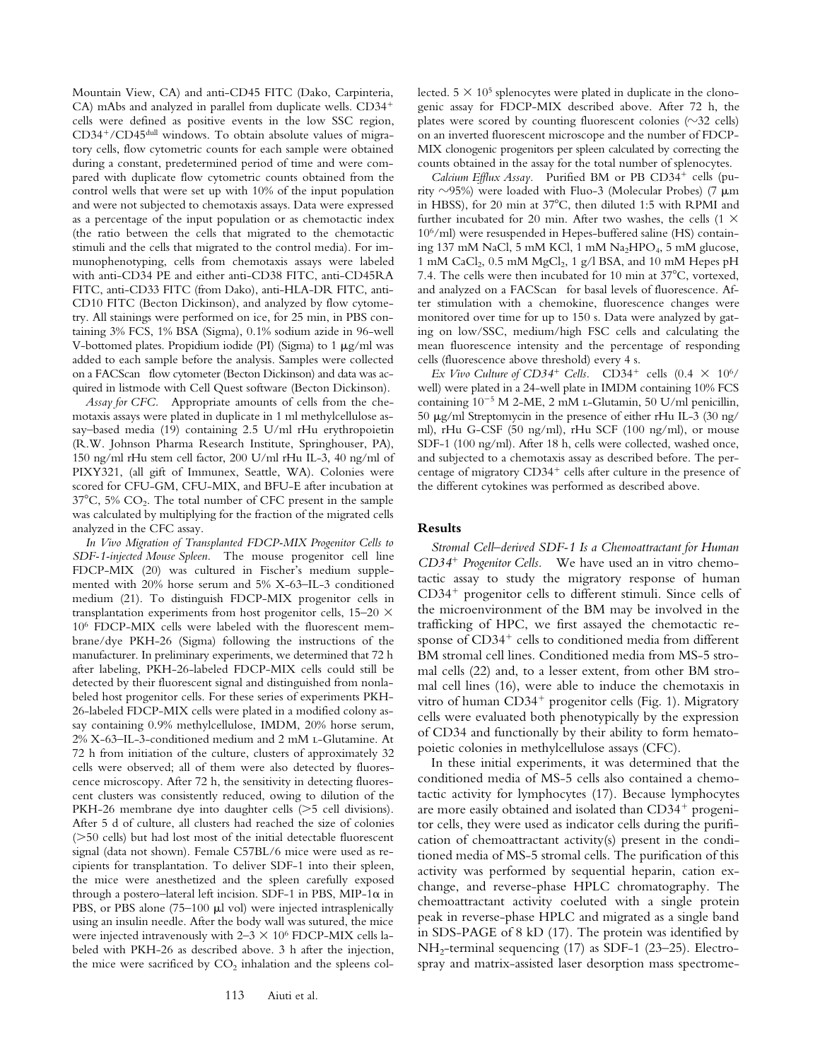Mountain View, CA) and anti-CD45 FITC (Dako, Carpinteria, CA) mAbs and analyzed in parallel from duplicate wells. $CD34^+$ cells were defined as positive events in the low SSC region, $CD34^+/CD45^{dull}$ windows. To obtain absolute values of migratory cells, flow cytometric counts for each sample were obtained during a constant, predetermined period of time and were compared with duplicate flow cytometric counts obtained from the control wells that were set up with 10% of the input population and were not subjected to chemotaxis assays. Data were expressed as a percentage of the input population or as chemotactic index (the ratio between the cells that migrated to the chemotactic stimuli and the cells that migrated to the control media). For immunophenotyping, cells from chemotaxis assays were labeled with anti-CD34 PE and either anti-CD38 FITC, anti-CD45RA FITC, anti-CD33 FITC (from Dako), anti-HLA-DR FITC, anti-CD10 FITC (Becton Dickinson), and analyzed by flow cytometry. All stainings were performed on ice, for 25 min, in PBS containing 3% FCS, 1% BSA (Sigma), 0.1% sodium azide in 96-well V-bottomed plates. Propidium iodide (PI) (Sigma) to 1 μg/ml was added to each sample before the analysis. Samples were collected on a FACScan flow cytometer (Becton Dickinson) and data was acquired in listmode with Cell Quest software (Becton Dickinson).

*Assay for CFC.* Appropriate amounts of cells from the chemotaxis assays were plated in duplicate in 1 ml methylcellulose assay–based media (19) containing 2.5 U/ml rHu erythropoietin (R.W. Johnson Pharma Research Institute, Springhouser, PA), 150 ng/ml rHu stem cell factor, 200 U/ml rHu IL-3, 40 ng/ml of PIXY321, (all gift of Immunex, Seattle, WA). Colonies were scored for CFU-GM, CFU-MIX, and BFU-E after incubation at 37°C, 5% $CO_2$. The total number of CFC present in the sample was calculated by multiplying for the fraction of the migrated cells analyzed in the CFC assay.

*In Vivo Migration of Transplanted FDCP-MIX Progenitor Cells to SDF-1-injected Mouse Spleen.* The mouse progenitor cell line FDCP-MIX (20) was cultured in Fischer's medium supplemented with 20% horse serum and 5% X-63–IL-3 conditioned medium (21). To distinguish FDCP-MIX progenitor cells in transplantation experiments from host progenitor cells, 15–20 × $10^6$ FDCP-MIX cells were labeled with the fluorescent membrane/dye PKH-26 (Sigma) following the instructions of the manufacturer. In preliminary experiments, we determined that 72 h after labeling, PKH-26-labeled FDCP-MIX cells could still be detected by their fluorescent signal and distinguished from nonlabeled host progenitor cells. For these series of experiments PKH-26-labeled FDCP-MIX cells were plated in a modified colony assay containing 0.9% methylcellulose, IMDM, 20% horse serum, 2% X-63–IL-3-conditioned medium and 2 mM L-Glutamine. At 72 h from initiation of the culture, clusters of approximately 32 cells were observed; all of them were also detected by fluorescence microscopy. After 72 h, the sensitivity in detecting fluorescent clusters was consistently reduced, owing to dilution of the PKH-26 membrane dye into daughter cells (>5 cell divisions). After 5 d of culture, all clusters had reached the size of colonies (>50 cells) but had lost most of the initial detectable fluorescent signal (data not shown). Female C57BL/6 mice were used as recipients for transplantation. To deliver SDF-1 into their spleen, the mice were anesthetized and the spleen carefully exposed through a postero–lateral left incision. SDF-1 in PBS, MIP-1α in PBS, or PBS alone (75–100 μl vol) were injected intrasplenically using an insulin needle. After the body wall was sutured, the mice were injected intravenously with 2–3 × $10^6$ FDCP-MIX cells labeled with PKH-26 as described above. 3 h after the injection, the mice were sacrificed by $CO_2$ inhalation and the spleens collected. 5 × $10^5$ splenocytes were plated in duplicate in the clonogenic assay for FDCP-MIX described above. After 72 h, the plates were scored by counting fluorescent colonies (~32 cells) on an inverted fluorescent microscope and the number of FDCP-MIX clonogenic progenitors per spleen calculated by correcting the counts obtained in the assay for the total number of splenocytes.

*Calcium Efflux Assay.* Purified BM or PB $CD34^+$ cells (purity ~95%) were loaded with Fluo-3 (Molecular Probes) (7 μm in HBSS), for 20 min at 37°C, then diluted 1:5 with RPMI and further incubated for 20 min. After two washes, the cells (1 × $10^6$/ml) were resuspended in Hepes-buffered saline (HS) containing 137 mM NaCl, 5 mM KCl, 1 mM $Na_2HPO_4$, 5 mM glucose, 1 mM $CaCl_2$, 0.5 mM $MgCl_2$, 1 g/l BSA, and 10 mM Hepes pH 7.4. The cells were then incubated for 10 min at 37°C, vortexed, and analyzed on a FACScan for basal levels of fluorescence. After stimulation with a chemokine, fluorescence changes were monitored over time for up to 150 s. Data were analyzed by gating on low/SSC, medium/high FSC cells and calculating the mean fluorescence intensity and the percentage of responding cells (fluorescence above threshold) every 4 s.

*Ex Vivo Culture of $CD34^+$ Cells.* $CD34^+$ cells (0.4 × $10^6$/well) were plated in a 24-well plate in IMDM containing 10% FCS containing $10^{-5}$ M 2-ME, 2 mM L-Glutamin, 50 U/ml penicillin, 50 μg/ml Streptomycin in the presence of either rHu IL-3 (30 ng/ml), rHu G-CSF (50 ng/ml), rHu SCF (100 ng/ml), or mouse SDF-1 (100 ng/ml). After 18 h, cells were collected, washed once, and subjected to a chemotaxis assay as described before. The percentage of migratory $CD34^+$ cells after culture in the presence of the different cytokines was performed as described above.

## Results

*Stromal Cell–derived SDF-1 Is a Chemoattractant for Human $CD34^+$ Progenitor Cells.* We have used an in vitro chemotactic assay to study the migratory response of human $CD34^+$ progenitor cells to different stimuli. Since cells of the microenvironment of the BM may be involved in the trafficking of HPC, we first assayed the chemotactic response of $CD34^+$ cells to conditioned media from different BM stromal cell lines. Conditioned media from MS-5 stromal cells (22) and, to a lesser extent, from other BM stromal cell lines (16), were able to induce the chemotaxis in vitro of human $CD34^+$ progenitor cells (Fig. 1). Migratory cells were evaluated both phenotypically by the expression of CD34 and functionally by their ability to form hematopoietic colonies in methylcellulose assays (CFC).

In these initial experiments, it was determined that the conditioned media of MS-5 cells also contained a chemotactic activity for lymphocytes (17). Because lymphocytes are more easily obtained and isolated than $CD34^+$ progenitor cells, they were used as indicator cells during the purification of chemoattractant activity(s) present in the conditioned media of MS-5 stromal cells. The purification of this activity was performed by sequential heparin, cation exchange, and reverse-phase HPLC chromatography. The chemoattractant activity coeluted with a single protein peak in reverse-phase HPLC and migrated as a single band in SDS-PAGE of 8 kD (17). The protein was identified by $NH_2$-terminal sequencing (17) as SDF-1 (23–25). Electrospray and matrix-assisted laser desorption mass spectrome-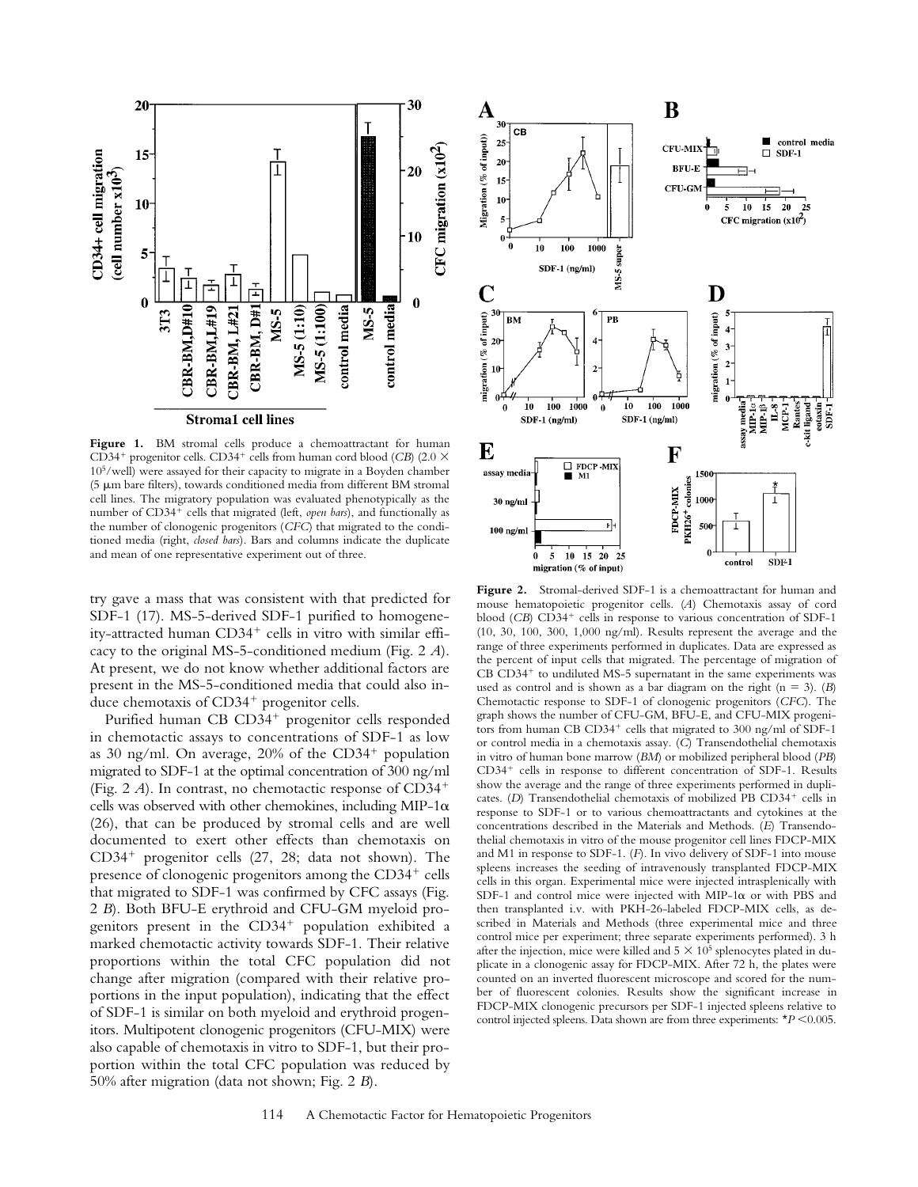**Figure 1.** BM stromal cells produce a chemoattractant for human CD34+ progenitor cells. CD34+ cells from human cord blood (*CB*) ($2.0 \times 10^5$/well) were assayed for their capacity to migrate in a Boyden chamber (5 μm bare filters), towards conditioned media from different BM stromal cell lines. The migratory population was evaluated phenotypically as the number of CD34+ cells that migrated (left, *open bars*), and functionally as the number of clonogenic progenitors (*CFC*) that migrated to the conditioned media (right, *closed bars*). Bars and columns indicate the duplicate and mean of one representative experiment out of three.

try gave a mass that was consistent with that predicted for SDF-1 (17). MS-5-derived SDF-1 purified to homogeneity-attracted human CD34+ cells in vitro with similar efficacy to the original MS-5-conditioned medium (Fig. 2 *A*). At present, we do not know whether additional factors are present in the MS-5-conditioned media that could also induce chemotaxis of CD34+ progenitor cells.

Purified human CB CD34+ progenitor cells responded in chemotactic assays to concentrations of SDF-1 as low as 30 ng/ml. On average, 20% of the CD34+ population migrated to SDF-1 at the optimal concentration of 300 ng/ml (Fig. 2 *A*). In contrast, no chemotactic response of CD34+ cells was observed with other chemokines, including MIP-1α (26), that can be produced by stromal cells and are well documented to exert other effects than chemotaxis on CD34+ progenitor cells (27, 28; data not shown). The presence of clonogenic progenitors among the CD34+ cells that migrated to SDF-1 was confirmed by CFC assays (Fig. 2 *B*). Both BFU-E erythroid and CFU-GM myeloid progenitors present in the CD34+ population exhibited a marked chemotactic activity towards SDF-1. Their relative proportions within the total CFC population did not change after migration (compared with their relative proportions in the input population), indicating that the effect of SDF-1 is similar on both myeloid and erythroid progenitors. Multipotent clonogenic progenitors (CFU-MIX) were also capable of chemotaxis in vitro to SDF-1, but their proportion within the total CFC population was reduced by 50% after migration (data not shown; Fig. 2 *B*).

**Figure 2.** Stromal-derived SDF-1 is a chemoattractant for human and mouse hematopoietic progenitor cells. (*A*) Chemotaxis assay of cord blood (*CB*) CD34+ cells in response to various concentration of SDF-1 (10, 30, 100, 300, 1,000 ng/ml). Results represent the average and the range of three experiments performed in duplicates. Data are expressed as the percent of input cells that migrated. The percentage of migration of CB CD34+ to undiluted MS-5 supernatant in the same experiments was used as control and is shown as a bar diagram on the right ($n = 3$). (*B*) Chemotactic response to SDF-1 of clonogenic progenitors (*CFC*). The graph shows the number of CFU-GM, BFU-E, and CFU-MIX progenitors from human CB CD34+ cells that migrated to 300 ng/ml of SDF-1 or control media in a chemotaxis assay. (*C*) Transendothelial chemotaxis in vitro of human bone marrow (*BM*) or mobilized peripheral blood (*PB*) CD34+ cells in response to different concentration of SDF-1. Results show the average and the range of three experiments performed in duplicates. (*D*) Transendothelial chemotaxis of mobilized PB CD34+ cells in response to SDF-1 or to various chemoattractants and cytokines at the concentrations described in the Materials and Methods. (*E*) Transendothelial chemotaxis in vitro of the mouse progenitor cell lines FDCP-MIX and M1 in response to SDF-1. (*F*). In vivo delivery of SDF-1 into mouse spleens increases the seeding of intravenously transplanted FDCP-MIX cells in this organ. Experimental mice were injected intrasplenically with SDF-1 and control mice were injected with MIP-1α or with PBS and then transplanted i.v. with PKH-26-labeled FDCP-MIX cells, as described in Materials and Methods (three experimental mice and three control mice per experiment; three separate experiments performed). 3 h after the injection, mice were killed and $5 \times 10^5$ splenocytes plated in duplicate in a clonogenic assay for FDCP-MIX. After 72 h, the plates were counted on an inverted fluorescent microscope and scored for the number of fluorescent colonies. Results show the significant increase in FDCP-MIX clonogenic precursors per SDF-1 injected spleens relative to control injected spleens. Data shown are from three experiments: *$P < 0.005$.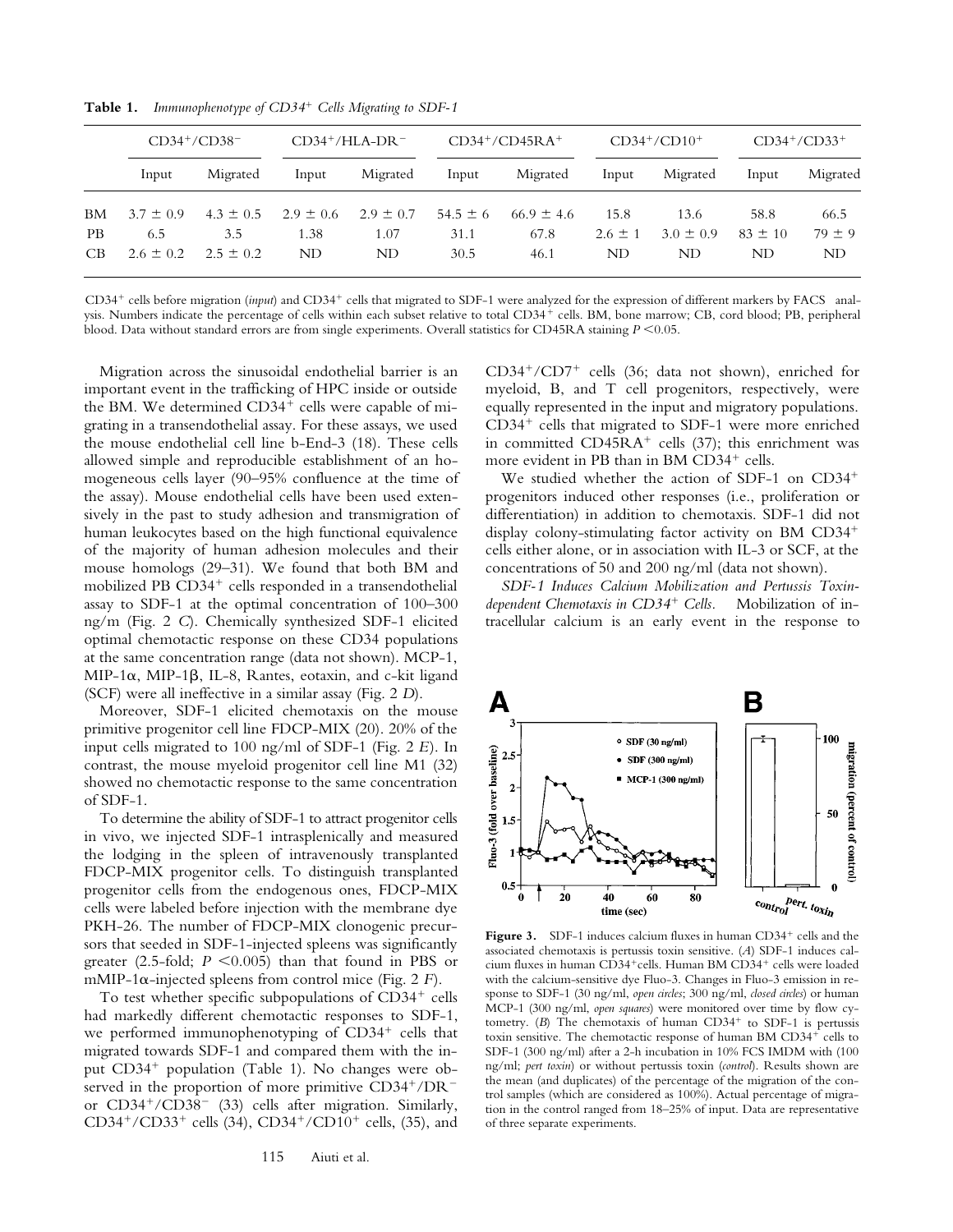**Table 1.** *Immunophenotype of CD34+ Cells Migrating to SDF-1*

| | $CD34^+/CD38^-$ | | $CD34^+/HLA\text{-}DR^-$ | | $CD34^+/CD45RA^+$ | | $CD34^+/CD10^+$ | | $CD34^+/CD33^+$ | |
|---|---|---|---|---|---|---|---|---|---|---|
| | Input | Migrated | Input | Migrated | Input | Migrated | Input | Migrated | Input | Migrated |
| BM | 3.7 ± 0.9 | 4.3 ± 0.5 | 2.9 ± 0.6 | 2.9 ± 0.7 | 54.5 ± 6 | 66.9 ± 4.6 | 15.8 | 13.6 | 58.8 | 66.5 |
| PB | 6.5 | 3.5 | 1.38 | 1.07 | 31.1 | 67.8 | 2.6 ± 1 | 3.0 ± 0.9 | 83 ± 10 | 79 ± 9 |
| CB | 2.6 ± 0.2 | 2.5 ± 0.2 | ND | ND | 30.5 | 46.1 | ND | ND | ND | ND |

$CD34^+$ cells before migration (*input*) and $CD34^+$ cells that migrated to SDF-1 were analyzed for the expression of different markers by FACS analysis. Numbers indicate the percentage of cells within each subset relative to total $CD34^+$ cells. BM, bone marrow; CB, cord blood; PB, peripheral blood. Data without standard errors are from single experiments. Overall statistics for CD45RA staining $P < 0.05$.

Migration across the sinusoidal endothelial barrier is an important event in the trafficking of HPC inside or outside the BM. We determined $CD34^+$ cells were capable of migrating in a transendothelial assay. For these assays, we used the mouse endothelial cell line b-End-3 (18). These cells allowed simple and reproducible establishment of an homogeneous cells layer (90–95% confluence at the time of the assay). Mouse endothelial cells have been used extensively in the past to study adhesion and transmigration of human leukocytes based on the high functional equivalence of the majority of human adhesion molecules and their mouse homologs (29–31). We found that both BM and mobilized PB $CD34^+$ cells responded in a transendothelial assay to SDF-1 at the optimal concentration of 100–300 ng/m (Fig. 2 *C*). Chemically synthesized SDF-1 elicited optimal chemotactic response on these CD34 populations at the same concentration range (data not shown). MCP-1, MIP-1α, MIP-1β, IL-8, Rantes, eotaxin, and c-kit ligand (SCF) were all ineffective in a similar assay (Fig. 2 *D*).

Moreover, SDF-1 elicited chemotaxis on the mouse primitive progenitor cell line FDCP-MIX (20). 20% of the input cells migrated to 100 ng/ml of SDF-1 (Fig. 2 *E*). In contrast, the mouse myeloid progenitor cell line M1 (32) showed no chemotactic response to the same concentration of SDF-1.

To determine the ability of SDF-1 to attract progenitor cells in vivo, we injected SDF-1 intrasplenically and measured the lodging in the spleen of intravenously transplanted FDCP-MIX progenitor cells. To distinguish transplanted progenitor cells from the endogenous ones, FDCP-MIX cells were labeled before injection with the membrane dye PKH-26. The number of FDCP-MIX clonogenic precursors that seeded in SDF-1–injected spleens was significantly greater (2.5-fold; $P < 0.005$) than that found in PBS or mMIP-1α–injected spleens from control mice (Fig. 2 *F*).

To test whether specific subpopulations of $CD34^+$ cells had markedly different chemotactic responses to SDF-1, we performed immunophenotyping of $CD34^+$ cells that migrated towards SDF-1 and compared them with the input $CD34^+$ population (Table 1). No changes were observed in the proportion of more primitive $CD34^+/DR^-$ or $CD34^+/CD38^-$ (33) cells after migration. Similarly, $CD34^+/CD33^+$ cells (34), $CD34^+/CD10^+$ cells, (35), and $CD34^+/CD7^+$ cells (36; data not shown), enriched for myeloid, B, and T cell progenitors, respectively, were equally represented in the input and migratory populations. $CD34^+$ cells that migrated to SDF-1 were more enriched in committed $CD45RA^+$ cells (37); this enrichment was more evident in PB than in BM $CD34^+$ cells.

We studied whether the action of SDF-1 on $CD34^+$ progenitors induced other responses (i.e., proliferation or differentiation) in addition to chemotaxis. SDF-1 did not display colony-stimulating factor activity on BM $CD34^+$ cells either alone, or in association with IL-3 or SCF, at the concentrations of 50 and 200 ng/ml (data not shown).

*SDF-1 Induces Calcium Mobilization and Pertussis Toxin-dependent Chemotaxis in $CD34^+$ Cells.* Mobilization of intracellular calcium is an early event in the response to

**Figure 3.** SDF-1 induces calcium fluxes in human $CD34^+$ cells and the associated chemotaxis is pertussis toxin sensitive. (*A*) SDF-1 induces calcium fluxes in human $CD34^+$cells. Human BM $CD34^+$ cells were loaded with the calcium-sensitive dye Fluo-3. Changes in Fluo-3 emission in response to SDF-1 (30 ng/ml, *open circles*; 300 ng/ml, *closed circles*) or human MCP-1 (300 ng/ml, *open squares*) were monitored over time by flow cytometry. (*B*) The chemotaxis of human $CD34^+$ to SDF-1 is pertussis toxin sensitive. The chemotactic response of human BM $CD34^+$ cells to SDF-1 (300 ng/ml) after a 2-h incubation in 10% FCS IMDM with (100 ng/ml; *pert toxin*) or without pertussis toxin (*control*). Results shown are the mean (and duplicates) of the percentage of the migration of the control samples (which are considered as 100%). Actual percentage of migration in the control ranged from 18–25% of input. Data are representative of three separate experiments.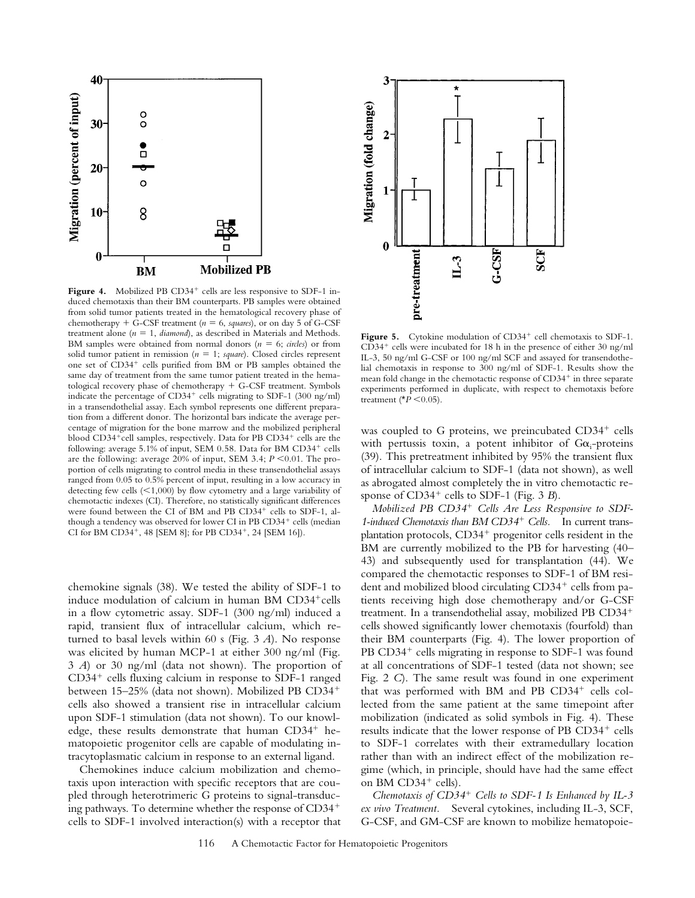**Figure 4.** Mobilized PB CD34+ cells are less responsive to SDF-1 induced chemotaxis than their BM counterparts. PB samples were obtained from solid tumor patients treated in the hematological recovery phase of chemotherapy + G-CSF treatment ($n = 6$, *squares*), or on day 5 of G-CSF treatment alone ($n = 1$, *diamond*), as described in Materials and Methods. BM samples were obtained from normal donors ($n = 6$; *circles*) or from solid tumor patient in remission ($n = 1$; *square*). Closed circles represent one set of CD34+ cells purified from BM or PB samples obtained the same day of treatment from the same tumor patient treated in the hematological recovery phase of chemotherapy + G-CSF treatment. Symbols indicate the percentage of CD34+ cells migrating to SDF-1 (300 ng/ml) in a transendothelial assay. Each symbol represents one different preparation from a different donor. The horizontal bars indicate the average percentage of migration for the bone marrow and the mobilized peripheral blood CD34+cell samples, respectively. Data for PB CD34+ cells are the following: average 5.1% of input, SEM 0.58. Data for BM CD34+ cells are the following: average 20% of input, SEM 3.4; $P < 0.01$. The proportion of cells migrating to control media in these transendothelial assays ranged from 0.05 to 0.5% percent of input, resulting in a low accuracy in detecting few cells (<1,000) by flow cytometry and a large variability of chemotactic indexes (CI). Therefore, no statistically significant differences were found between the CI of BM and PB CD34+ cells to SDF-1, although a tendency was observed for lower CI in PB CD34+ cells (median CI for BM CD34+, 48 [SEM 8]; for PB CD34+, 24 [SEM 16]).

**Figure 5.** Cytokine modulation of CD34+ cell chemotaxis to SDF-1. CD34+ cells were incubated for 18 h in the presence of either 30 ng/ml IL-3, 50 ng/ml G-CSF or 100 ng/ml SCF and assayed for transendothelial chemotaxis in response to 300 ng/ml of SDF-1. Results show the mean fold change in the chemotactic response of CD34+ in three separate experiments performed in duplicate, with respect to chemotaxis before treatment (*$P < 0.05$).

chemokine signals (38). We tested the ability of SDF-1 to induce modulation of calcium in human BM CD34+cells in a flow cytometric assay. SDF-1 (300 ng/ml) induced a rapid, transient flux of intracellular calcium, which returned to basal levels within 60 s (Fig. 3 *A*). No response was elicited by human MCP-1 at either 300 ng/ml (Fig. 3 *A*) or 30 ng/ml (data not shown). The proportion of CD34+ cells fluxing calcium in response to SDF-1 ranged between 15–25% (data not shown). Mobilized PB CD34+ cells also showed a transient rise in intracellular calcium upon SDF-1 stimulation (data not shown). To our knowledge, these results demonstrate that human CD34+ hematopoietic progenitor cells are capable of modulating intracytoplasmatic calcium in response to an external ligand.

Chemokines induce calcium mobilization and chemotaxis upon interaction with specific receptors that are coupled through heterotrimeric G proteins to signal-transducing pathways. To determine whether the response of CD34+ cells to SDF-1 involved interaction(s) with a receptor that was coupled to G proteins, we preincubated CD34+ cells with pertussis toxin, a potent inhibitor of $G\alpha_i$-proteins (39). This pretreatment inhibited by 95% the transient flux of intracellular calcium to SDF-1 (data not shown), as well as abrogated almost completely the in vitro chemotactic response of CD34+ cells to SDF-1 (Fig. 3 *B*).

*Mobilized PB CD34+ Cells Are Less Responsive to SDF-1-induced Chemotaxis than BM CD34+ Cells.* In current transplantation protocols, CD34+ progenitor cells resident in the BM are currently mobilized to the PB for harvesting (40–43) and subsequently used for transplantation (44). We compared the chemotactic responses to SDF-1 of BM resident and mobilized blood circulating CD34+ cells from patients receiving high dose chemotherapy and/or G-CSF treatment. In a transendothelial assay, mobilized PB CD34+ cells showed significantly lower chemotaxis (fourfold) than their BM counterparts (Fig. 4). The lower proportion of PB CD34+ cells migrating in response to SDF-1 was found at all concentrations of SDF-1 tested (data not shown; see Fig. 2 *C*). The same result was found in one experiment that was performed with BM and PB CD34+ cells collected from the same patient at the same timepoint after mobilization (indicated as solid symbols in Fig. 4). These results indicate that the lower response of PB CD34+ cells to SDF-1 correlates with their extramedullary location rather than with an indirect effect of the mobilization regime (which, in principle, should have had the same effect on BM CD34+ cells).

*Chemotaxis of CD34+ Cells to SDF-1 Is Enhanced by IL-3 ex vivo Treatment.* Several cytokines, including IL-3, SCF, G-CSF, and GM-CSF are known to mobilize hematopoie-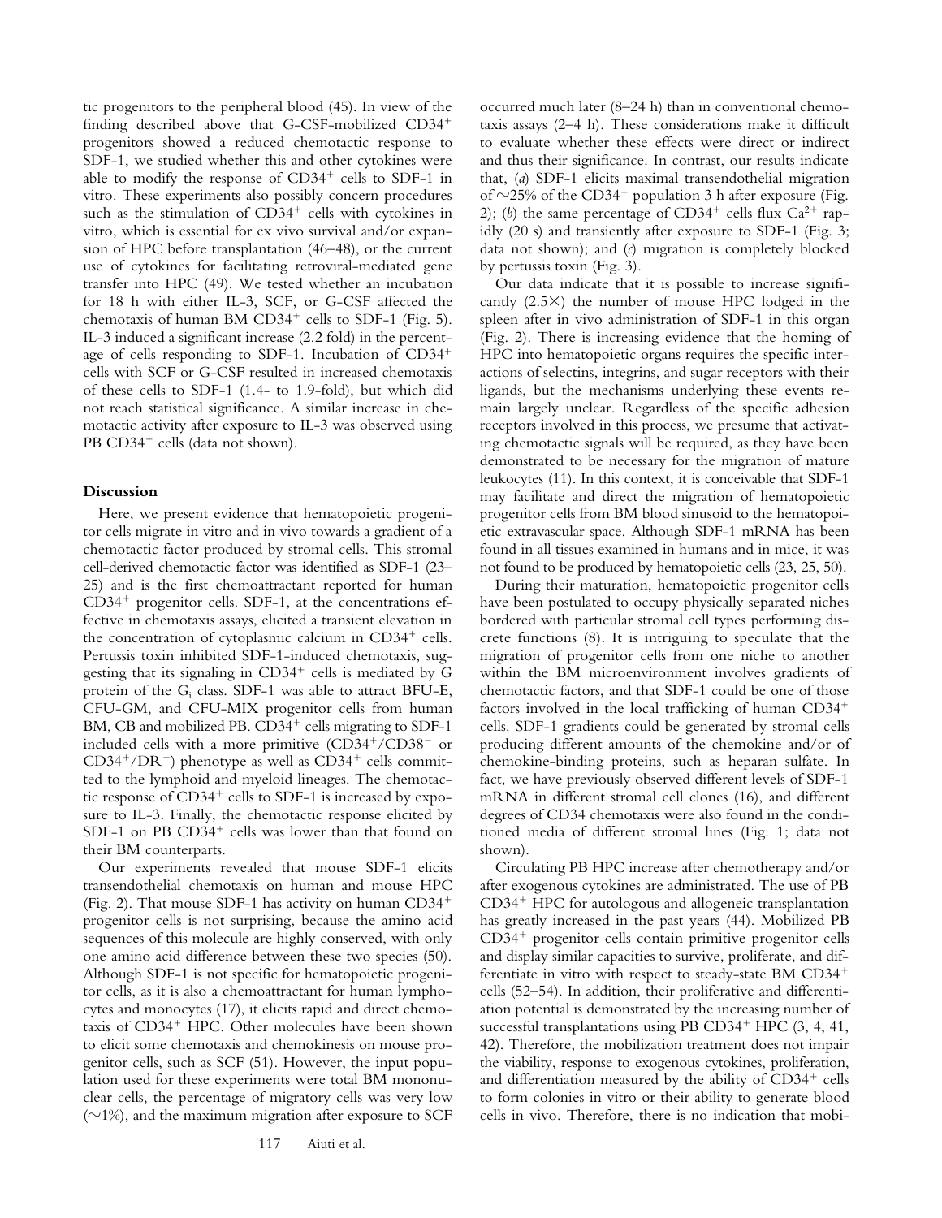tic progenitors to the peripheral blood (45). In view of the finding described above that G-CSF-mobilized CD34$^+$ progenitors showed a reduced chemotactic response to SDF-1, we studied whether this and other cytokines were able to modify the response of CD34$^+$ cells to SDF-1 in vitro. These experiments also possibly concern procedures such as the stimulation of CD34$^+$ cells with cytokines in vitro, which is essential for ex vivo survival and/or expansion of HPC before transplantation (46–48), or the current use of cytokines for facilitating retroviral-mediated gene transfer into HPC (49). We tested whether an incubation for 18 h with either IL-3, SCF, or G-CSF affected the chemotaxis of human BM CD34$^+$ cells to SDF-1 (Fig. 5). IL-3 induced a significant increase (2.2 fold) in the percentage of cells responding to SDF-1. Incubation of CD34$^+$ cells with SCF or G-CSF resulted in increased chemotaxis of these cells to SDF-1 (1.4- to 1.9-fold), but which did not reach statistical significance. A similar increase in chemotactic activity after exposure to IL-3 was observed using PB CD34$^+$ cells (data not shown).

## Discussion

Here, we present evidence that hematopoietic progenitor cells migrate in vitro and in vivo towards a gradient of a chemotactic factor produced by stromal cells. This stromal cell-derived chemotactic factor was identified as SDF-1 (23–25) and is the first chemoattractant reported for human CD34$^+$ progenitor cells. SDF-1, at the concentrations effective in chemotaxis assays, elicited a transient elevation in the concentration of cytoplasmic calcium in CD34$^+$ cells. Pertussis toxin inhibited SDF-1-induced chemotaxis, suggesting that its signaling in CD34$^+$ cells is mediated by G protein of the $G_i$ class. SDF-1 was able to attract BFU-E, CFU-GM, and CFU-MIX progenitor cells from human BM, CB and mobilized PB. CD34$^+$ cells migrating to SDF-1 included cells with a more primitive (CD34$^+$/CD38$^-$ or CD34$^+$/DR$^-$) phenotype as well as CD34$^+$ cells committed to the lymphoid and myeloid lineages. The chemotactic response of CD34$^+$ cells to SDF-1 is increased by exposure to IL-3. Finally, the chemotactic response elicited by SDF-1 on PB CD34$^+$ cells was lower than that found on their BM counterparts.

Our experiments revealed that mouse SDF-1 elicits transendothelial chemotaxis on human and mouse HPC (Fig. 2). That mouse SDF-1 has activity on human CD34$^+$ progenitor cells is not surprising, because the amino acid sequences of this molecule are highly conserved, with only one amino acid difference between these two species (50). Although SDF-1 is not specific for hematopoietic progenitor cells, as it is also a chemoattractant for human lymphocytes and monocytes (17), it elicits rapid and direct chemotaxis of CD34$^+$ HPC. Other molecules have been shown to elicit some chemotaxis and chemokinesis on mouse progenitor cells, such as SCF (51). However, the input population used for these experiments were total BM mononuclear cells, the percentage of migratory cells was very low (~1%), and the maximum migration after exposure to SCF occurred much later (8–24 h) than in conventional chemotaxis assays (2–4 h). These considerations make it difficult to evaluate whether these effects were direct or indirect and thus their significance. In contrast, our results indicate that, (*a*) SDF-1 elicits maximal transendothelial migration of ~25% of the CD34$^+$ population 3 h after exposure (Fig. 2); (*b*) the same percentage of CD34$^+$ cells flux $Ca^{2+}$ rapidly (20 s) and transiently after exposure to SDF-1 (Fig. 3; data not shown); and (*c*) migration is completely blocked by pertussis toxin (Fig. 3).

Our data indicate that it is possible to increase significantly (2.5×) the number of mouse HPC lodged in the spleen after in vivo administration of SDF-1 in this organ (Fig. 2). There is increasing evidence that the homing of HPC into hematopoietic organs requires the specific interactions of selectins, integrins, and sugar receptors with their ligands, but the mechanisms underlying these events remain largely unclear. Regardless of the specific adhesion receptors involved in this process, we presume that activating chemotactic signals will be required, as they have been demonstrated to be necessary for the migration of mature leukocytes (11). In this context, it is conceivable that SDF-1 may facilitate and direct the migration of hematopoietic progenitor cells from BM blood sinusoid to the hematopoietic extravascular space. Although SDF-1 mRNA has been found in all tissues examined in humans and in mice, it was not found to be produced by hematopoietic cells (23, 25, 50).

During their maturation, hematopoietic progenitor cells have been postulated to occupy physically separated niches bordered with particular stromal cell types performing discrete functions (8). It is intriguing to speculate that the migration of progenitor cells from one niche to another within the BM microenvironment involves gradients of chemotactic factors, and that SDF-1 could be one of those factors involved in the local trafficking of human CD34$^+$ cells. SDF-1 gradients could be generated by stromal cells producing different amounts of the chemokine and/or of chemokine-binding proteins, such as heparan sulfate. In fact, we have previously observed different levels of SDF-1 mRNA in different stromal cell clones (16), and different degrees of CD34 chemotaxis were also found in the conditioned media of different stromal lines (Fig. 1; data not shown).

Circulating PB HPC increase after chemotherapy and/or after exogenous cytokines are administrated. The use of PB CD34$^+$ HPC for autologous and allogeneic transplantation has greatly increased in the past years (44). Mobilized PB CD34$^+$ progenitor cells contain primitive progenitor cells and display similar capacities to survive, proliferate, and differentiate in vitro with respect to steady-state BM CD34$^+$ cells (52–54). In addition, their proliferative and differentiation potential is demonstrated by the increasing number of successful transplantations using PB CD34$^+$ HPC (3, 4, 41, 42). Therefore, the mobilization treatment does not impair the viability, response to exogenous cytokines, proliferation, and differentiation measured by the ability of CD34$^+$ cells to form colonies in vitro or their ability to generate blood cells in vivo. Therefore, there is no indication that mobi-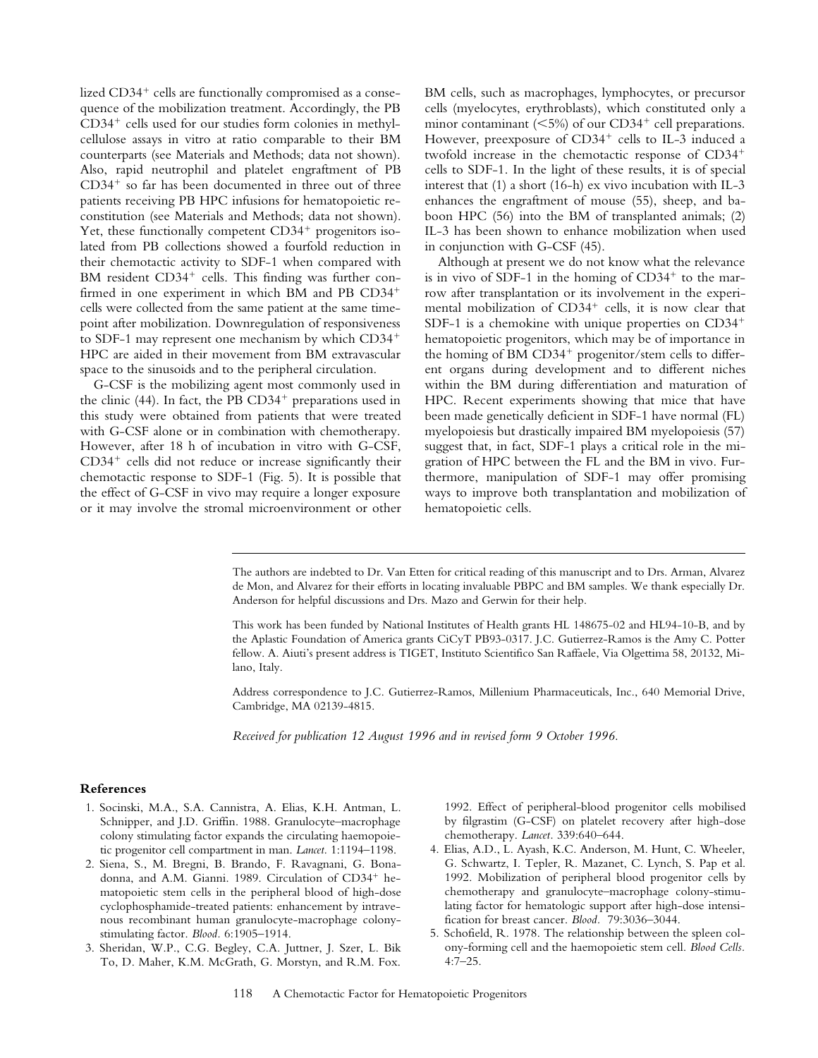lized CD34⁺ cells are functionally compromised as a consequence of the mobilization treatment. Accordingly, the PB CD34⁺ cells used for our studies form colonies in methylcellulose assays in vitro at ratio comparable to their BM counterparts (see Materials and Methods; data not shown). Also, rapid neutrophil and platelet engraftment of PB CD34⁺ so far has been documented in three out of three patients receiving PB HPC infusions for hematopoietic reconstitution (see Materials and Methods; data not shown). Yet, these functionally competent CD34⁺ progenitors isolated from PB collections showed a fourfold reduction in their chemotactic activity to SDF-1 when compared with BM resident CD34⁺ cells. This finding was further confirmed in one experiment in which BM and PB CD34⁺ cells were collected from the same patient at the same timepoint after mobilization. Downregulation of responsiveness to SDF-1 may represent one mechanism by which CD34⁺ HPC are aided in their movement from BM extravascular space to the sinusoids and to the peripheral circulation.

G-CSF is the mobilizing agent most commonly used in the clinic (44). In fact, the PB CD34⁺ preparations used in this study were obtained from patients that were treated with G-CSF alone or in combination with chemotherapy. However, after 18 h of incubation in vitro with G-CSF, CD34⁺ cells did not reduce or increase significantly their chemotactic response to SDF-1 (Fig. 5). It is possible that the effect of G-CSF in vivo may require a longer exposure or it may involve the stromal microenvironment or other BM cells, such as macrophages, lymphocytes, or precursor cells (myelocytes, erythroblasts), which constituted only a minor contaminant (<5%) of our CD34⁺ cell preparations. However, preexposure of CD34⁺ cells to IL-3 induced a twofold increase in the chemotactic response of CD34⁺ cells to SDF-1. In the light of these results, it is of special interest that (1) a short (16-h) ex vivo incubation with IL-3 enhances the engraftment of mouse (55), sheep, and baboon HPC (56) into the BM of transplanted animals; (2) IL-3 has been shown to enhance mobilization when used in conjunction with G-CSF (45).

Although at present we do not know what the relevance is in vivo of SDF-1 in the homing of CD34⁺ to the marrow after transplantation or its involvement in the experimental mobilization of CD34⁺ cells, it is now clear that SDF-1 is a chemokine with unique properties on CD34⁺ hematopoietic progenitors, which may be of importance in the homing of BM CD34⁺ progenitor/stem cells to different organs during development and to different niches within the BM during differentiation and maturation of HPC. Recent experiments showing that mice that have been made genetically deficient in SDF-1 have normal (FL) myelopoiesis but drastically impaired BM myelopoiesis (57) suggest that, in fact, SDF-1 plays a critical role in the migration of HPC between the FL and the BM in vivo. Furthermore, manipulation of SDF-1 may offer promising ways to improve both transplantation and mobilization of hematopoietic cells.

---

The authors are indebted to Dr. Van Etten for critical reading of this manuscript and to Drs. Arman, Alvarez de Mon, and Alvarez for their efforts in locating invaluable PBPC and BM samples. We thank especially Dr. Anderson for helpful discussions and Drs. Mazo and Gerwin for their help.

This work has been funded by National Institutes of Health grants HL 148675-02 and HL94-10-B, and by the Aplastic Foundation of America grants CiCyT PB93-0317. J.C. Gutierrez-Ramos is the Amy C. Potter fellow. A. Aiuti's present address is TIGET, Instituto Scientifico San Raffaele, Via Olgettima 58, 20132, Milano, Italy.

Address correspondence to J.C. Gutierrez-Ramos, Millenium Pharmaceuticals, Inc., 640 Memorial Drive, Cambridge, MA 02139-4815.

*Received for publication 12 August 1996 and in revised form 9 October 1996.*

## References

1. Socinski, M.A., S.A. Cannistra, A. Elias, K.H. Antman, L. Schnipper, and J.D. Griffin. 1988. Granulocyte–macrophage colony stimulating factor expands the circulating haemopoietic progenitor cell compartment in man. *Lancet.* 1:1194–1198.
2. Siena, S., M. Bregni, B. Brando, F. Ravagnani, G. Bonadonna, and A.M. Gianni. 1989. Circulation of CD34⁺ hematopoietic stem cells in the peripheral blood of high-dose cyclophosphamide-treated patients: enhancement by intravenous recombinant human granulocyte-macrophage colony-stimulating factor. *Blood.* 6:1905–1914.
3. Sheridan, W.P., C.G. Begley, C.A. Juttner, J. Szer, L. Bik To, D. Maher, K.M. McGrath, G. Morstyn, and R.M. Fox. 1992. Effect of peripheral-blood progenitor cells mobilised by filgrastim (G-CSF) on platelet recovery after high-dose chemotherapy. *Lancet.* 339:640–644.
4. Elias, A.D., L. Ayash, K.C. Anderson, M. Hunt, C. Wheeler, G. Schwartz, I. Tepler, R. Mazanet, C. Lynch, S. Pap et al. 1992. Mobilization of peripheral blood progenitor cells by chemotherapy and granulocyte–macrophage colony-stimulating factor for hematologic support after high-dose intensification for breast cancer. *Blood.* 79:3036–3044.
5. Schofield, R. 1978. The relationship between the spleen colony-forming cell and the haemopoietic stem cell. *Blood Cells.* 4:7–25.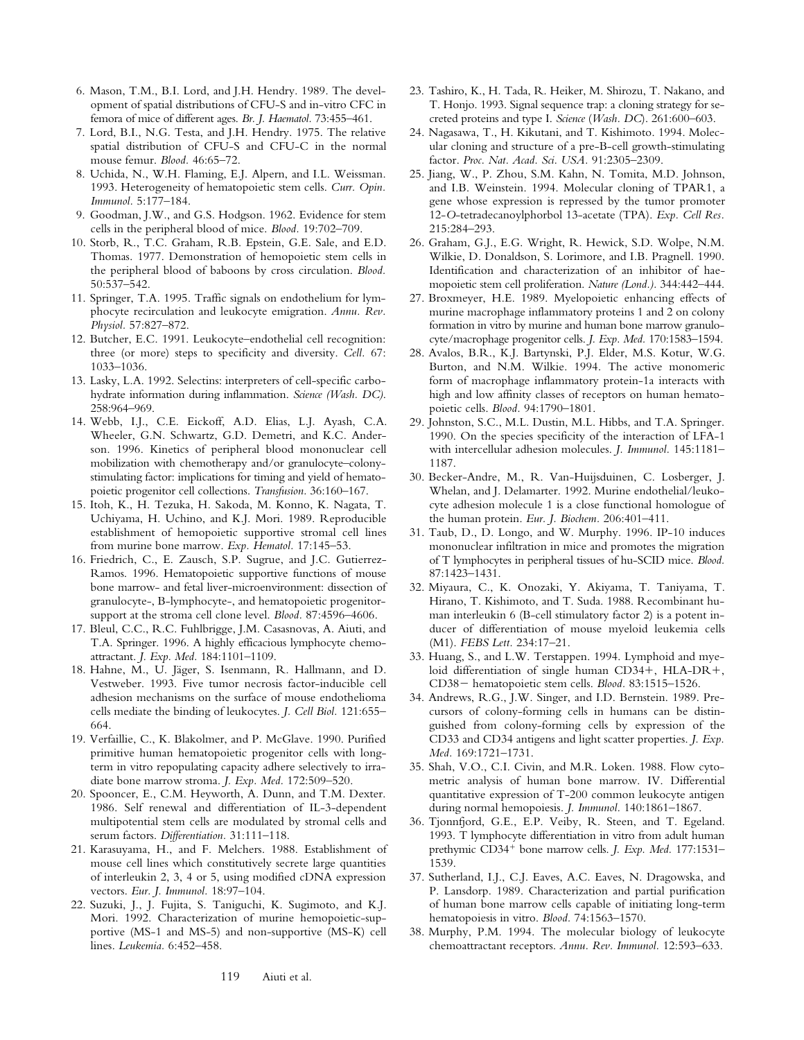6. Mason, T.M., B.I. Lord, and J.H. Hendry. 1989. The development of spatial distributions of CFU-S and in-vitro CFC in femora of mice of different ages. *Br. J. Haematol.* 73:455–461.
7. Lord, B.I., N.G. Testa, and J.H. Hendry. 1975. The relative spatial distribution of CFU-S and CFU-C in the normal mouse femur. *Blood.* 46:65–72.
8. Uchida, N., W.H. Flaming, E.J. Alpern, and I.L. Weissman. 1993. Heterogeneity of hematopoietic stem cells. *Curr. Opin. Immunol.* 5:177–184.
9. Goodman, J.W., and G.S. Hodgson. 1962. Evidence for stem cells in the peripheral blood of mice. *Blood.* 19:702–709.
10. Storb, R., T.C. Graham, R.B. Epstein, G.E. Sale, and E.D. Thomas. 1977. Demonstration of hemopoietic stem cells in the peripheral blood of baboons by cross circulation. *Blood.* 50:537–542.
11. Springer, T.A. 1995. Traffic signals on endothelium for lymphocyte recirculation and leukocyte emigration. *Annu. Rev. Physiol.* 57:827–872.
12. Butcher, E.C. 1991. Leukocyte–endothelial cell recognition: three (or more) steps to specificity and diversity. *Cell.* 67: 1033–1036.
13. Lasky, L.A. 1992. Selectins: interpreters of cell-specific carbohydrate information during inflammation. *Science (Wash. DC).* 258:964–969.
14. Webb, I.J., C.E. Eickoff, A.D. Elias, L.J. Ayash, C.A. Wheeler, G.N. Schwartz, G.D. Demetri, and K.C. Anderson. 1996. Kinetics of peripheral blood mononuclear cell mobilization with chemotherapy and/or granulocyte–colony-stimulating factor: implications for timing and yield of hematopoietic progenitor cell collections. *Transfusion.* 36:160–167.
15. Itoh, K., H. Tezuka, H. Sakoda, M. Konno, K. Nagata, T. Uchiyama, H. Uchino, and K.J. Mori. 1989. Reproducible establishment of hemopoietic supportive stromal cell lines from murine bone marrow. *Exp. Hematol.* 17:145–53.
16. Friedrich, C., E. Zausch, S.P. Sugrue, and J.C. Gutierrez-Ramos. 1996. Hematopoietic supportive functions of mouse bone marrow- and fetal liver-microenvironment: dissection of granulocyte-, B-lymphocyte-, and hematopoietic progenitor-support at the stroma cell clone level. *Blood.* 87:4596–4606.
17. Bleul, C.C., R.C. Fuhlbrigge, J.M. Casasnovas, A. Aiuti, and T.A. Springer. 1996. A highly efficacious lymphocyte chemoattractant. *J. Exp. Med.* 184:1101–1109.
18. Hahne, M., U. Jäger, S. Isenmann, R. Hallmann, and D. Vestweber. 1993. Five tumor necrosis factor-inducible cell adhesion mechanisms on the surface of mouse endothelioma cells mediate the binding of leukocytes. *J. Cell Biol.* 121:655–664.
19. Verfaillie, C., K. Blakolmer, and P. McGlave. 1990. Purified primitive human hematopoietic progenitor cells with long-term in vitro repopulating capacity adhere selectively to irradiate bone marrow stroma. *J. Exp. Med.* 172:509–520.
20. Spooncer, E., C.M. Heyworth, A. Dunn, and T.M. Dexter. 1986. Self renewal and differentiation of IL-3-dependent multipotential stem cells are modulated by stromal cells and serum factors. *Differentiation.* 31:111–118.
21. Karasuyama, H., and F. Melchers. 1988. Establishment of mouse cell lines which constitutively secrete large quantities of interleukin 2, 3, 4 or 5, using modified cDNA expression vectors. *Eur. J. Immunol.* 18:97–104.
22. Suzuki, J., J. Fujita, S. Taniguchi, K. Sugimoto, and K.J. Mori. 1992. Characterization of murine hemopoietic-supportive (MS-1 and MS-5) and non-supportive (MS-K) cell lines. *Leukemia.* 6:452–458.
23. Tashiro, K., H. Tada, R. Heiker, M. Shirozu, T. Nakano, and T. Honjo. 1993. Signal sequence trap: a cloning strategy for secreted proteins and type I. *Science (Wash. DC).* 261:600–603.
24. Nagasawa, T., H. Kikutani, and T. Kishimoto. 1994. Molecular cloning and structure of a pre-B-cell growth-stimulating factor. *Proc. Nat. Acad. Sci. USA.* 91:2305–2309.
25. Jiang, W., P. Zhou, S.M. Kahn, N. Tomita, M.D. Johnson, and I.B. Weinstein. 1994. Molecular cloning of TPAR1, a gene whose expression is repressed by the tumor promoter 12-*O*-tetradecanoylphorbol 13-acetate (TPA). *Exp. Cell Res.* 215:284–293.
26. Graham, G.J., E.G. Wright, R. Hewick, S.D. Wolpe, N.M. Wilkie, D. Donaldson, S. Lorimore, and I.B. Pragnell. 1990. Identification and characterization of an inhibitor of haemopoietic stem cell proliferation. *Nature (Lond.).* 344:442–444.
27. Broxmeyer, H.E. 1989. Myelopoietic enhancing effects of murine macrophage inflammatory proteins 1 and 2 on colony formation in vitro by murine and human bone marrow granulocyte/macrophage progenitor cells. *J. Exp. Med.* 170:1583–1594.
28. Avalos, B.R., K.J. Bartynski, P.J. Elder, M.S. Kotur, W.G. Burton, and N.M. Wilkie. 1994. The active monomeric form of macrophage inflammatory protein-1a interacts with high and low affinity classes of receptors on human hematopoietic cells. *Blood.* 94:1790–1801.
29. Johnston, S.C., M.L. Dustin, M.L. Hibbs, and T.A. Springer. 1990. On the species specificity of the interaction of LFA-1 with intercellular adhesion molecules. *J. Immunol.* 145:1181–1187.
30. Becker-Andre, M., R. Van-Huijsduinen, C. Losberger, J. Whelan, and J. Delamarter. 1992. Murine endothelial/leukocyte adhesion molecule 1 is a close functional homologue of the human protein. *Eur. J. Biochem.* 206:401–411.
31. Taub, D., D. Longo, and W. Murphy. 1996. IP-10 induces mononuclear infiltration in mice and promotes the migration of T lymphocytes in peripheral tissues of hu-SCID mice. *Blood.* 87:1423–1431.
32. Miyaura, C., K. Onozaki, Y. Akiyama, T. Taniyama, T. Hirano, T. Kishimoto, and T. Suda. 1988. Recombinant human interleukin 6 (B-cell stimulatory factor 2) is a potent inducer of differentiation of mouse myeloid leukemia cells (M1). *FEBS Lett.* 234:17–21.
33. Huang, S., and L.W. Terstappen. 1994. Lymphoid and myeloid differentiation of single human CD34+, HLA-DR+, CD38− hematopoietic stem cells. *Blood.* 83:1515–1526.
34. Andrews, R.G., J.W. Singer, and I.D. Bernstein. 1989. Precursors of colony-forming cells in humans can be distinguished from colony-forming cells by expression of the CD33 and CD34 antigens and light scatter properties. *J. Exp. Med.* 169:1721–1731.
35. Shah, V.O., C.I. Civin, and M.R. Loken. 1988. Flow cytometric analysis of human bone marrow. IV. Differential quantitative expression of T-200 common leukocyte antigen during normal hemopoiesis. *J. Immunol.* 140:1861–1867.
36. Tjonnfjord, G.E., E.P. Veiby, R. Steen, and T. Egeland. 1993. T lymphocyte differentiation in vitro from adult human prethymic $CD34^+$ bone marrow cells. *J. Exp. Med.* 177:1531–1539.
37. Sutherland, I.J., C.J. Eaves, A.C. Eaves, N. Dragowska, and P. Lansdorp. 1989. Characterization and partial purification of human bone marrow cells capable of initiating long-term hematopoiesis in vitro. *Blood.* 74:1563–1570.
38. Murphy, P.M. 1994. The molecular biology of leukocyte chemoattractant receptors. *Annu. Rev. Immunol.* 12:593–633.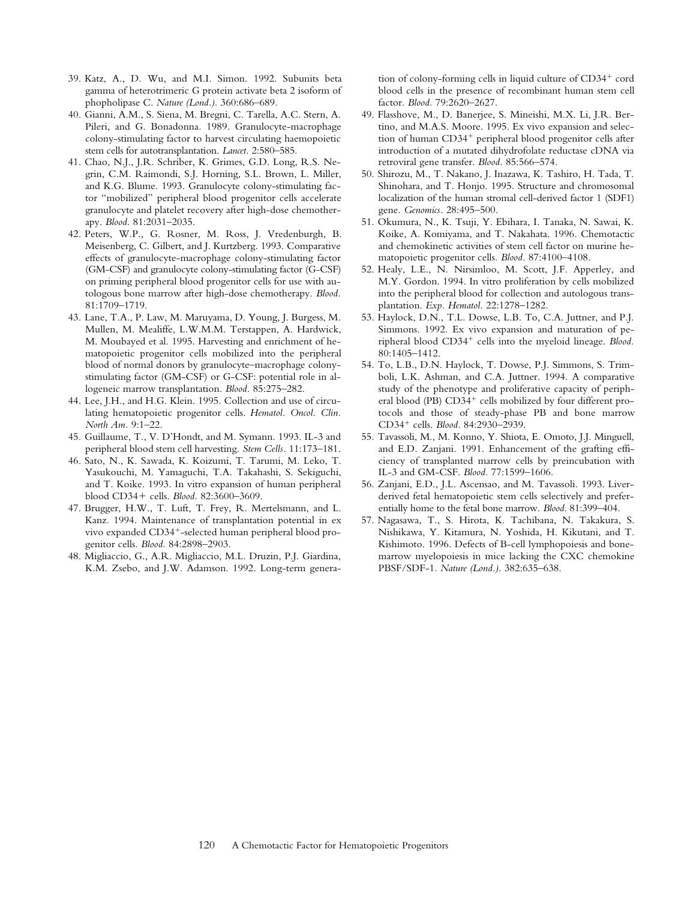39. Katz, A., D. Wu, and M.I. Simon. 1992. Subunits beta gamma of heterotrimeric G protein activate beta 2 isoform of phopholipase C. *Nature (Lond.).* 360:686–689.
40. Gianni, A.M., S. Siena, M. Bregni, C. Tarella, A.C. Stern, A. Pileri, and G. Bonadonna. 1989. Granulocyte-macrophage colony-stimulating factor to harvest circulating haemopoietic stem cells for autotransplantation. *Lancet.* 2:580–585.
41. Chao, N.J., J.R. Schriber, K. Grimes, G.D. Long, R.S. Negrin, C.M. Raimondi, S.J. Horning, S.L. Brown, L. Miller, and K.G. Blume. 1993. Granulocyte colony-stimulating factor "mobilized" peripheral blood progenitor cells accelerate granulocyte and platelet recovery after high-dose chemotherapy. *Blood.* 81:2031–2035.
42. Peters, W.P., G. Rosner, M. Ross, J. Vredenburgh, B. Meisenberg, C. Gilbert, and J. Kurtzberg. 1993. Comparative effects of granulocyte-macrophage colony-stimulating factor (GM-CSF) and granulocyte colony-stimulating factor (G-CSF) on priming peripheral blood progenitor cells for use with autologous bone marrow after high-dose chemotherapy. *Blood.* 81:1709–1719.
43. Lane, T.A., P. Law, M. Maruyama, D. Young, J. Burgess, M. Mullen, M. Mealiffe, L.W.M.M. Terstappen, A. Hardwick, M. Moubayed et al. 1995. Harvesting and enrichment of hematopoietic progenitor cells mobilized into the peripheral blood of normal donors by granulocyte–macrophage colony-stimulating factor (GM-CSF) or G-CSF: potential role in allogeneic marrow transplantation. *Blood.* 85:275–282.
44. Lee, J.H., and H.G. Klein. 1995. Collection and use of circulating hematopoietic progenitor cells. *Hematol. Oncol. Clin. North Am.* 9:1–22.
45. Guillaume, T., V. D'Hondt, and M. Symann. 1993. IL-3 and peripheral blood stem cell harvesting. *Stem Cells.* 11:173–181.
46. Sato, N., K. Sawada, K. Koizumi, T. Tarumi, M. Leko, T. Yasukouchi, M. Yamaguchi, T.A. Takahashi, S. Sekiguchi, and T. Koike. 1993. In vitro expansion of human peripheral blood CD34+ cells. *Blood.* 82:3600–3609.
47. Brugger, H.W., T. Luft, T. Frey, R. Mertelsmann, and L. Kanz. 1994. Maintenance of transplantation potential in ex vivo expanded CD34$^+$-selected human peripheral blood progenitor cells. *Blood.* 84:2898–2903.
48. Migliaccio, G., A.R. Migliaccio, M.L. Druzin, P.J. Giardina, K.M. Zsebo, and J.W. Adamson. 1992. Long-term generation of colony-forming cells in liquid culture of CD34$^+$ cord blood cells in the presence of recombinant human stem cell factor. *Blood.* 79:2620–2627.
49. Flasshove, M., D. Banerjee, S. Mineishi, M.X. Li, J.R. Bertino, and M.A.S. Moore. 1995. Ex vivo expansion and selection of human CD34$^+$ peripheral blood progenitor cells after introduction of a mutated dihydrofolate reductase cDNA via retroviral gene transfer. *Blood.* 85:566–574.
50. Shirozu, M., T. Nakano, J. Inazawa, K. Tashiro, H. Tada, T. Shinohara, and T. Honjo. 1995. Structure and chromosomal localization of the human stromal cell-derived factor 1 (SDF1) gene. *Genomics.* 28:495–500.
51. Okumura, N., K. Tsuji, Y. Ebihara, I. Tanaka, N. Sawai, K. Koike, A. Komiyama, and T. Nakahata. 1996. Chemotactic and chemokinetic activities of stem cell factor on murine hematopoietic progenitor cells. *Blood.* 87:4100–4108.
52. Healy, L.E., N. Nirsimloo, M. Scott, J.F. Apperley, and M.Y. Gordon. 1994. In vitro proliferation by cells mobilized into the peripheral blood for collection and autologous transplantation. *Exp. Hematol.* 22:1278–1282.
53. Haylock, D.N., T.L. Dowse, L.B. To, C.A. Juttner, and P.J. Simmons. 1992. Ex vivo expansion and maturation of peripheral blood CD34$^+$ cells into the myeloid lineage. *Blood.* 80:1405–1412.
54. To, L.B., D.N. Haylock, T. Dowse, P.J. Simmons, S. Trimboli, L.K. Ashman, and C.A. Juttner. 1994. A comparative study of the phenotype and proliferative capacity of peripheral blood (PB) CD34$^+$ cells mobilized by four different protocols and those of steady-phase PB and bone marrow CD34$^+$ cells. *Blood.* 84:2930–2939.
55. Tavassoli, M., M. Konno, Y. Shiota, E. Omoto, J.J. Minguell, and E.D. Zanjani. 1991. Enhancement of the grafting efficiency of transplanted marrow cells by preincubation with IL-3 and GM-CSF. *Blood.* 77:1599–1606.
56. Zanjani, E.D., J.L. Ascensao, and M. Tavassoli. 1993. Liver-derived fetal hematopoietic stem cells selectively and preferentially home to the fetal bone marrow. *Blood.* 81:399–404.
57. Nagasawa, T., S. Hirota, K. Tachibana, N. Takakura, S. Nishikawa, Y. Kitamura, N. Yoshida, H. Kikutani, and T. Kishimoto. 1996. Defects of B-cell lymphopoiesis and bone-marrow myelopoiesis in mice lacking the CXC chemokine PBSF/SDF-1. *Nature (Lond.).* 382:635–638.